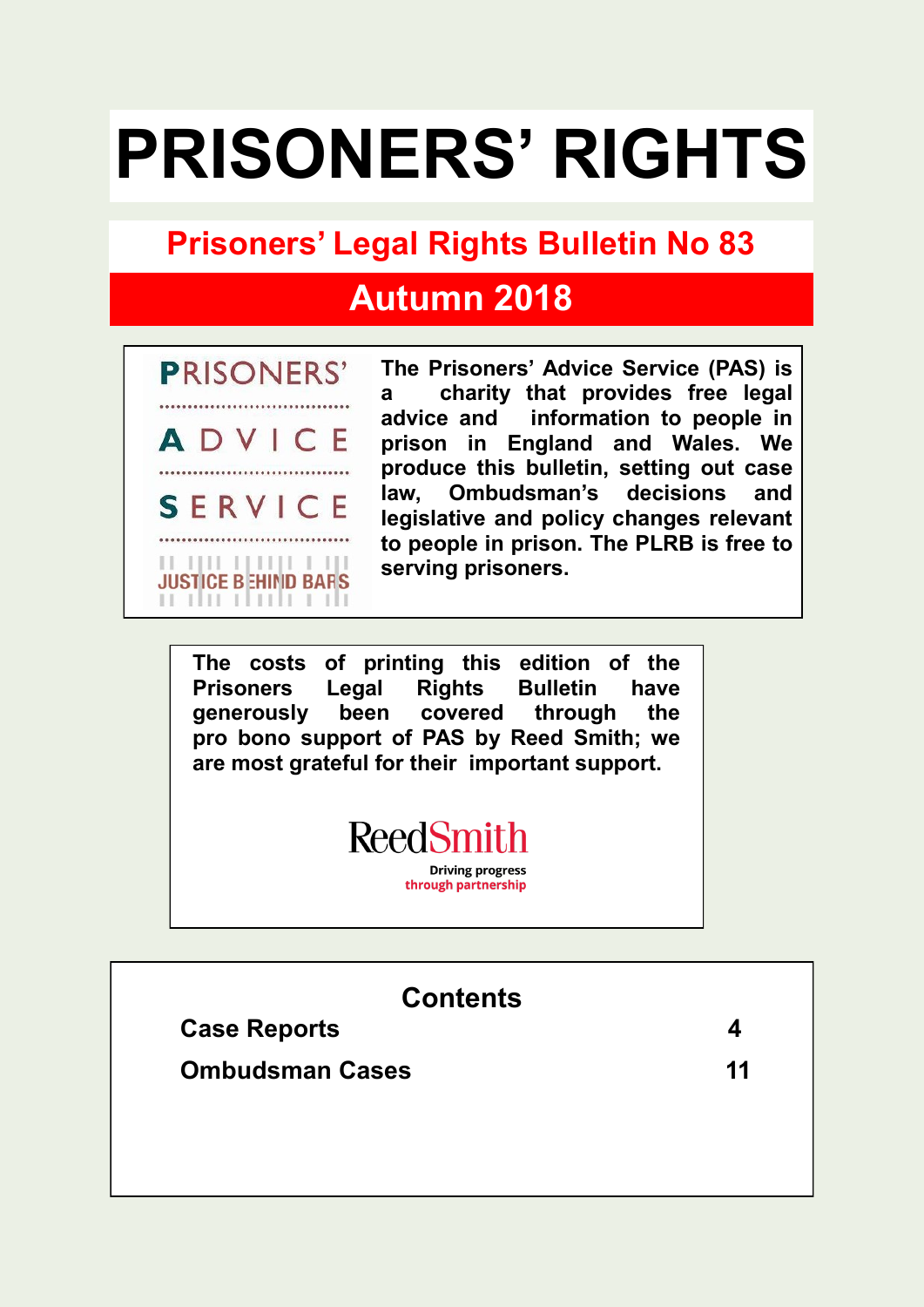# PRISONERS' RIGHTS

## Prisoners' Legal Rights Bulletin No 83

## Autumn 2018

PRISONERS' ADVICE SERVICE

JUSTICE BEHIND BARS

**The Prisoners' Advice Service (PAS) is a charity that provides free legal advice and information to people in prison in England and Wales. We produce this bulletin, setting out case law, Ombudsman's decisions and legislative and policy changes relevant to people in prison. The PLRB is free to serving prisoners.**

**The costs of printing this edition of the Prisoners Legal Rights Bulletin have generously been covered through the pro bono support of PAS by Reed Smith; we are most grateful for their important support.**

ReedSmith

Driving progress through partnership

## Contents

| | |
|---|---|
| **Case Reports** | **4** |
| **Ombudsman Cases** | **11** |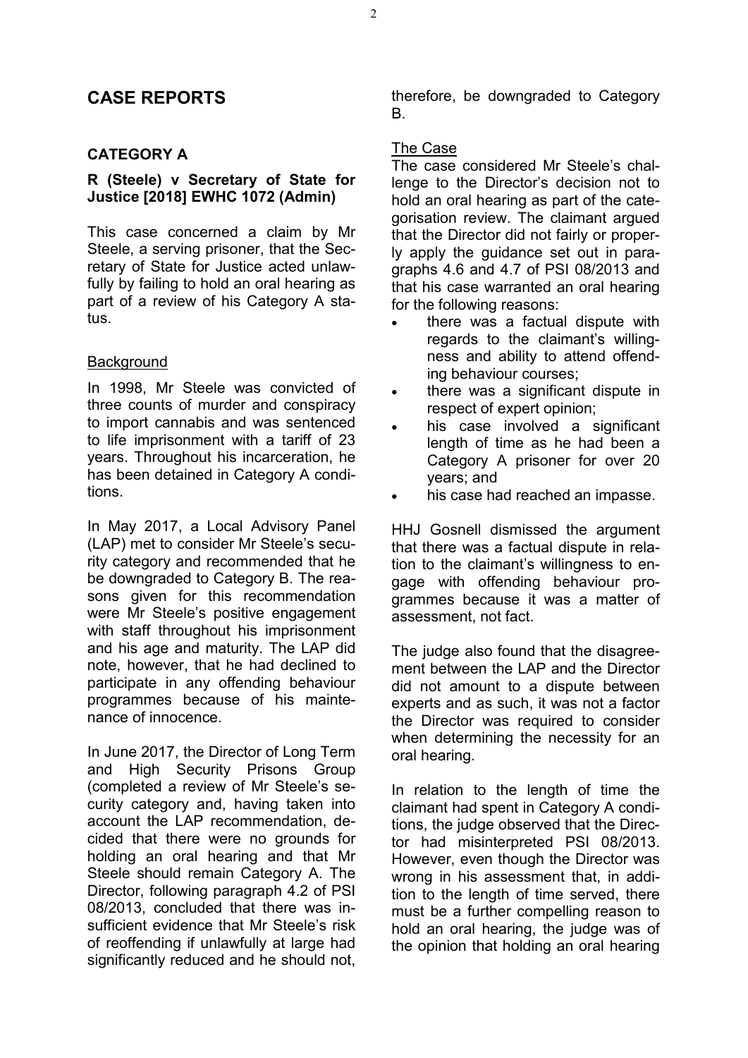## CASE REPORTS

### CATEGORY A

### R (Steele) v Secretary of State for Justice [2018] EWHC 1072 (Admin)

This case concerned a claim by Mr Steele, a serving prisoner, that the Secretary of State for Justice acted unlawfully by failing to hold an oral hearing as part of a review of his Category A status.

Background

In 1998, Mr Steele was convicted of three counts of murder and conspiracy to import cannabis and was sentenced to life imprisonment with a tariff of 23 years. Throughout his incarceration, he has been detained in Category A conditions.

In May 2017, a Local Advisory Panel (LAP) met to consider Mr Steele's security category and recommended that he be downgraded to Category B. The reasons given for this recommendation were Mr Steele's positive engagement with staff throughout his imprisonment and his age and maturity. The LAP did note, however, that he had declined to participate in any offending behaviour programmes because of his maintenance of innocence.

In June 2017, the Director of Long Term and High Security Prisons Group (completed a review of Mr Steele's security category and, having taken into account the LAP recommendation, decided that there were no grounds for holding an oral hearing and that Mr Steele should remain Category A. The Director, following paragraph 4.2 of PSI 08/2013, concluded that there was insufficient evidence that Mr Steele's risk of reoffending if unlawfully at large had significantly reduced and he should not, therefore, be downgraded to Category B.

The Case

The case considered Mr Steele's challenge to the Director's decision not to hold an oral hearing as part of the categorisation review. The claimant argued that the Director did not fairly or properly apply the guidance set out in paragraphs 4.6 and 4.7 of PSI 08/2013 and that his case warranted an oral hearing for the following reasons:

- there was a factual dispute with regards to the claimant's willingness and ability to attend offending behaviour courses;
- there was a significant dispute in respect of expert opinion;
- his case involved a significant length of time as he had been a Category A prisoner for over 20 years; and
- his case had reached an impasse.

HHJ Gosnell dismissed the argument that there was a factual dispute in relation to the claimant's willingness to engage with offending behaviour programmes because it was a matter of assessment, not fact.

The judge also found that the disagreement between the LAP and the Director did not amount to a dispute between experts and as such, it was not a factor the Director was required to consider when determining the necessity for an oral hearing.

In relation to the length of time the claimant had spent in Category A conditions, the judge observed that the Director had misinterpreted PSI 08/2013. However, even though the Director was wrong in his assessment that, in addition to the length of time served, there must be a further compelling reason to hold an oral hearing, the judge was of the opinion that holding an oral hearing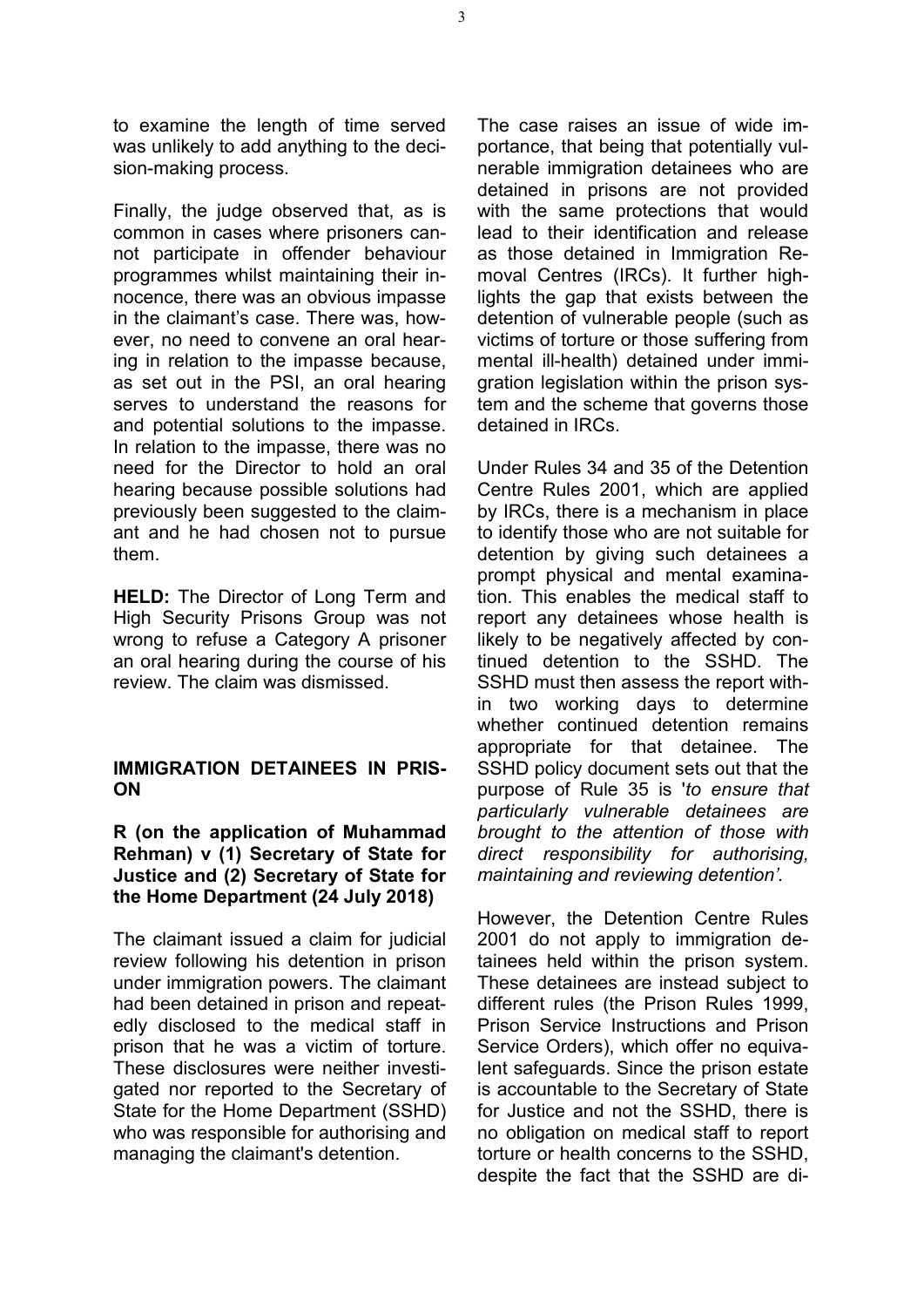to examine the length of time served was unlikely to add anything to the decision-making process.

Finally, the judge observed that, as is common in cases where prisoners cannot participate in offender behaviour programmes whilst maintaining their innocence, there was an obvious impasse in the claimant's case. There was, however, no need to convene an oral hearing in relation to the impasse because, as set out in the PSI, an oral hearing serves to understand the reasons for and potential solutions to the impasse. In relation to the impasse, there was no need for the Director to hold an oral hearing because possible solutions had previously been suggested to the claimant and he had chosen not to pursue them.

**HELD:** The Director of Long Term and High Security Prisons Group was not wrong to refuse a Category A prisoner an oral hearing during the course of his review. The claim was dismissed.

### IMMIGRATION DETAINEES IN PRISON

**R (on the application of Muhammad Rehman) v (1) Secretary of State for Justice and (2) Secretary of State for the Home Department (24 July 2018)**

The claimant issued a claim for judicial review following his detention in prison under immigration powers. The claimant had been detained in prison and repeatedly disclosed to the medical staff in prison that he was a victim of torture. These disclosures were neither investigated nor reported to the Secretary of State for the Home Department (SSHD) who was responsible for authorising and managing the claimant's detention.

The case raises an issue of wide importance, that being that potentially vulnerable immigration detainees who are detained in prisons are not provided with the same protections that would lead to their identification and release as those detained in Immigration Removal Centres (IRCs). It further highlights the gap that exists between the detention of vulnerable people (such as victims of torture or those suffering from mental ill-health) detained under immigration legislation within the prison system and the scheme that governs those detained in IRCs.

Under Rules 34 and 35 of the Detention Centre Rules 2001, which are applied by IRCs, there is a mechanism in place to identify those who are not suitable for detention by giving such detainees a prompt physical and mental examination. This enables the medical staff to report any detainees whose health is likely to be negatively affected by continued detention to the SSHD. The SSHD must then assess the report within two working days to determine whether continued detention remains appropriate for that detainee. The SSHD policy document sets out that the purpose of Rule 35 is '*to ensure that particularly vulnerable detainees are brought to the attention of those with direct responsibility for authorising, maintaining and reviewing detention'.*

However, the Detention Centre Rules 2001 do not apply to immigration detainees held within the prison system. These detainees are instead subject to different rules (the Prison Rules 1999, Prison Service Instructions and Prison Service Orders), which offer no equivalent safeguards. Since the prison estate is accountable to the Secretary of State for Justice and not the SSHD, there is no obligation on medical staff to report torture or health concerns to the SSHD, despite the fact that the SSHD are di-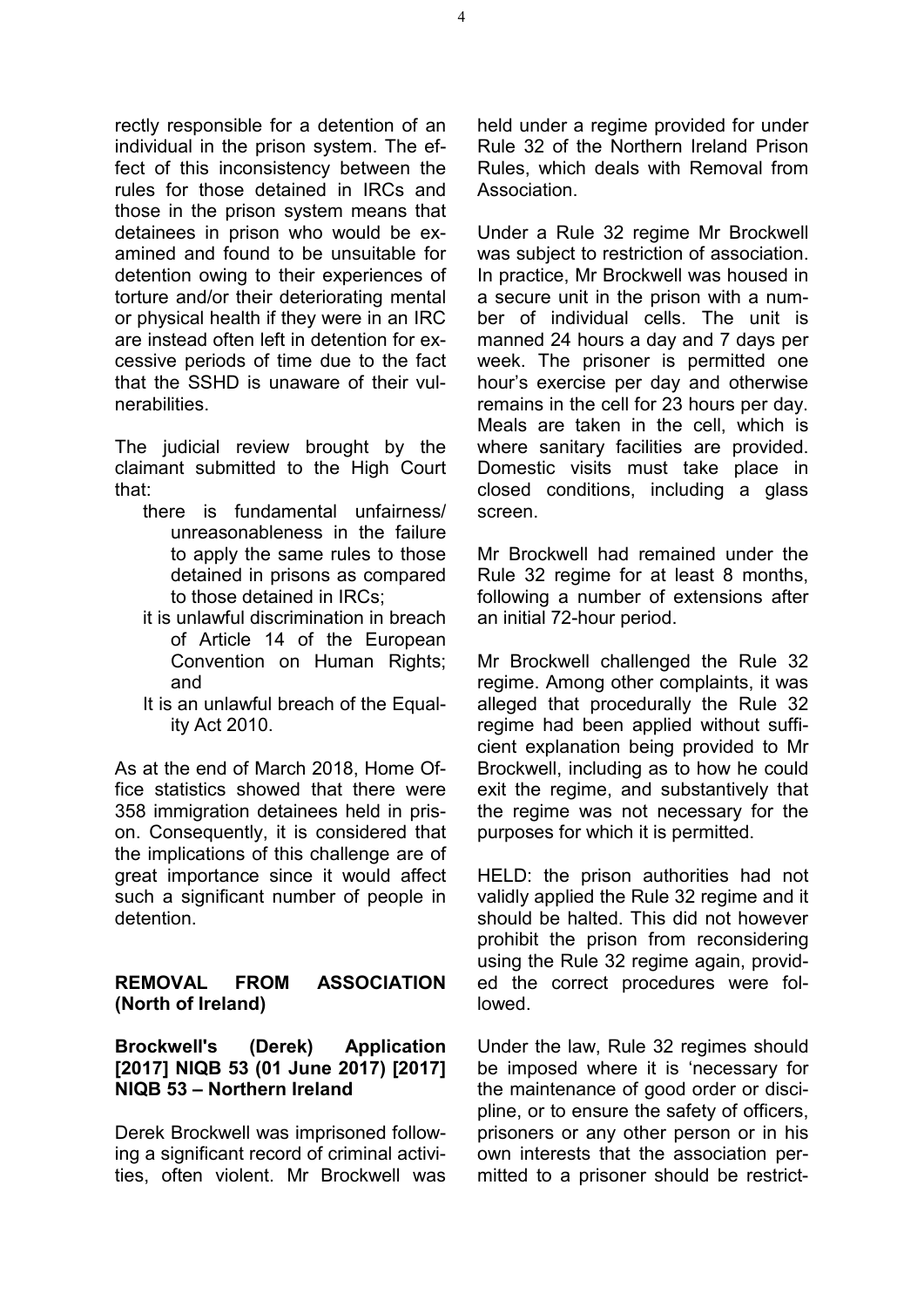rectly responsible for a detention of an individual in the prison system. The effect of this inconsistency between the rules for those detained in IRCs and those in the prison system means that detainees in prison who would be examined and found to be unsuitable for detention owing to their experiences of torture and/or their deteriorating mental or physical health if they were in an IRC are instead often left in detention for excessive periods of time due to the fact that the SSHD is unaware of their vulnerabilities.

The judicial review brought by the claimant submitted to the High Court that:

- there is fundamental unfairness/ unreasonableness in the failure to apply the same rules to those detained in prisons as compared to those detained in IRCs;
- it is unlawful discrimination in breach of Article 14 of the European Convention on Human Rights; and
- It is an unlawful breach of the Equality Act 2010.

As at the end of March 2018, Home Office statistics showed that there were 358 immigration detainees held in prison. Consequently, it is considered that the implications of this challenge are of great importance since it would affect such a significant number of people in detention.

## REMOVAL FROM ASSOCIATION (North of Ireland)

### Brockwell's (Derek) Application [2017] NIQB 53 (01 June 2017) [2017] NIQB 53 – Northern Ireland

Derek Brockwell was imprisoned following a significant record of criminal activities, often violent. Mr Brockwell was held under a regime provided for under Rule 32 of the Northern Ireland Prison Rules, which deals with Removal from Association.

Under a Rule 32 regime Mr Brockwell was subject to restriction of association. In practice, Mr Brockwell was housed in a secure unit in the prison with a number of individual cells. The unit is manned 24 hours a day and 7 days per week. The prisoner is permitted one hour's exercise per day and otherwise remains in the cell for 23 hours per day. Meals are taken in the cell, which is where sanitary facilities are provided. Domestic visits must take place in closed conditions, including a glass screen.

Mr Brockwell had remained under the Rule 32 regime for at least 8 months, following a number of extensions after an initial 72-hour period.

Mr Brockwell challenged the Rule 32 regime. Among other complaints, it was alleged that procedurally the Rule 32 regime had been applied without sufficient explanation being provided to Mr Brockwell, including as to how he could exit the regime, and substantively that the regime was not necessary for the purposes for which it is permitted.

HELD: the prison authorities had not validly applied the Rule 32 regime and it should be halted. This did not however prohibit the prison from reconsidering using the Rule 32 regime again, provided the correct procedures were followed.

Under the law, Rule 32 regimes should be imposed where it is 'necessary for the maintenance of good order or discipline, or to ensure the safety of officers, prisoners or any other person or in his own interests that the association permitted to a prisoner should be restrict-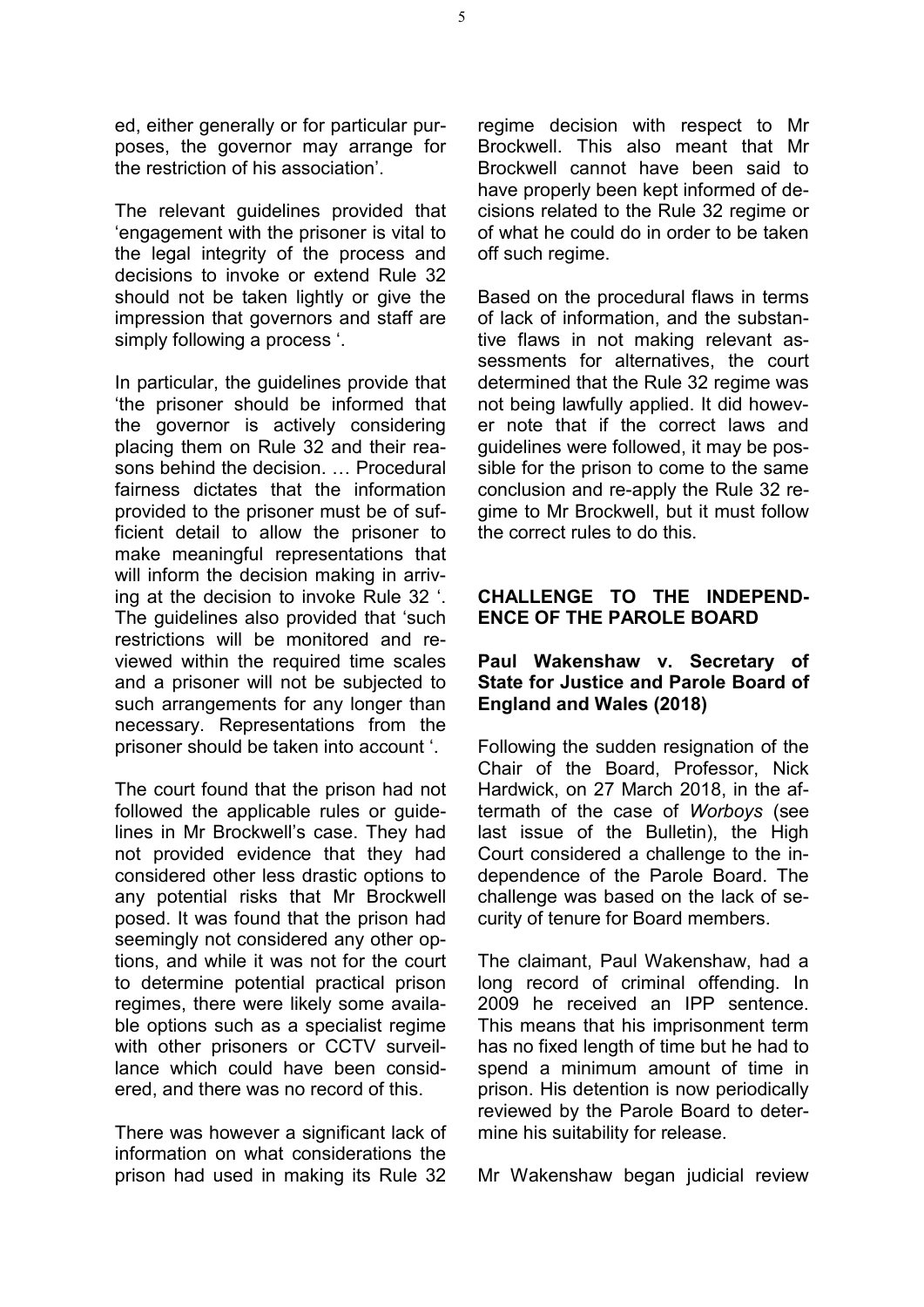ed, either generally or for particular purposes, the governor may arrange for the restriction of his association'.

The relevant guidelines provided that 'engagement with the prisoner is vital to the legal integrity of the process and decisions to invoke or extend Rule 32 should not be taken lightly or give the impression that governors and staff are simply following a process '.

In particular, the guidelines provide that 'the prisoner should be informed that the governor is actively considering placing them on Rule 32 and their reasons behind the decision. … Procedural fairness dictates that the information provided to the prisoner must be of sufficient detail to allow the prisoner to make meaningful representations that will inform the decision making in arriving at the decision to invoke Rule 32 '. The guidelines also provided that 'such restrictions will be monitored and reviewed within the required time scales and a prisoner will not be subjected to such arrangements for any longer than necessary. Representations from the prisoner should be taken into account '.

The court found that the prison had not followed the applicable rules or guidelines in Mr Brockwell's case. They had not provided evidence that they had considered other less drastic options to any potential risks that Mr Brockwell posed. It was found that the prison had seemingly not considered any other options, and while it was not for the court to determine potential practical prison regimes, there were likely some available options such as a specialist regime with other prisoners or CCTV surveillance which could have been considered, and there was no record of this.

There was however a significant lack of information on what considerations the prison had used in making its Rule 32 regime decision with respect to Mr Brockwell. This also meant that Mr Brockwell cannot have been said to have properly been kept informed of decisions related to the Rule 32 regime or of what he could do in order to be taken off such regime.

Based on the procedural flaws in terms of lack of information, and the substantive flaws in not making relevant assessments for alternatives, the court determined that the Rule 32 regime was not being lawfully applied. It did however note that if the correct laws and guidelines were followed, it may be possible for the prison to come to the same conclusion and re-apply the Rule 32 regime to Mr Brockwell, but it must follow the correct rules to do this.

## CHALLENGE TO THE INDEPENDENCE OF THE PAROLE BOARD

### Paul Wakenshaw v. Secretary of State for Justice and Parole Board of England and Wales (2018)

Following the sudden resignation of the Chair of the Board, Professor, Nick Hardwick, on 27 March 2018, in the aftermath of the case of *Worboys* (see last issue of the Bulletin), the High Court considered a challenge to the independence of the Parole Board. The challenge was based on the lack of security of tenure for Board members.

The claimant, Paul Wakenshaw, had a long record of criminal offending. In 2009 he received an IPP sentence. This means that his imprisonment term has no fixed length of time but he had to spend a minimum amount of time in prison. His detention is now periodically reviewed by the Parole Board to determine his suitability for release.

Mr Wakenshaw began judicial review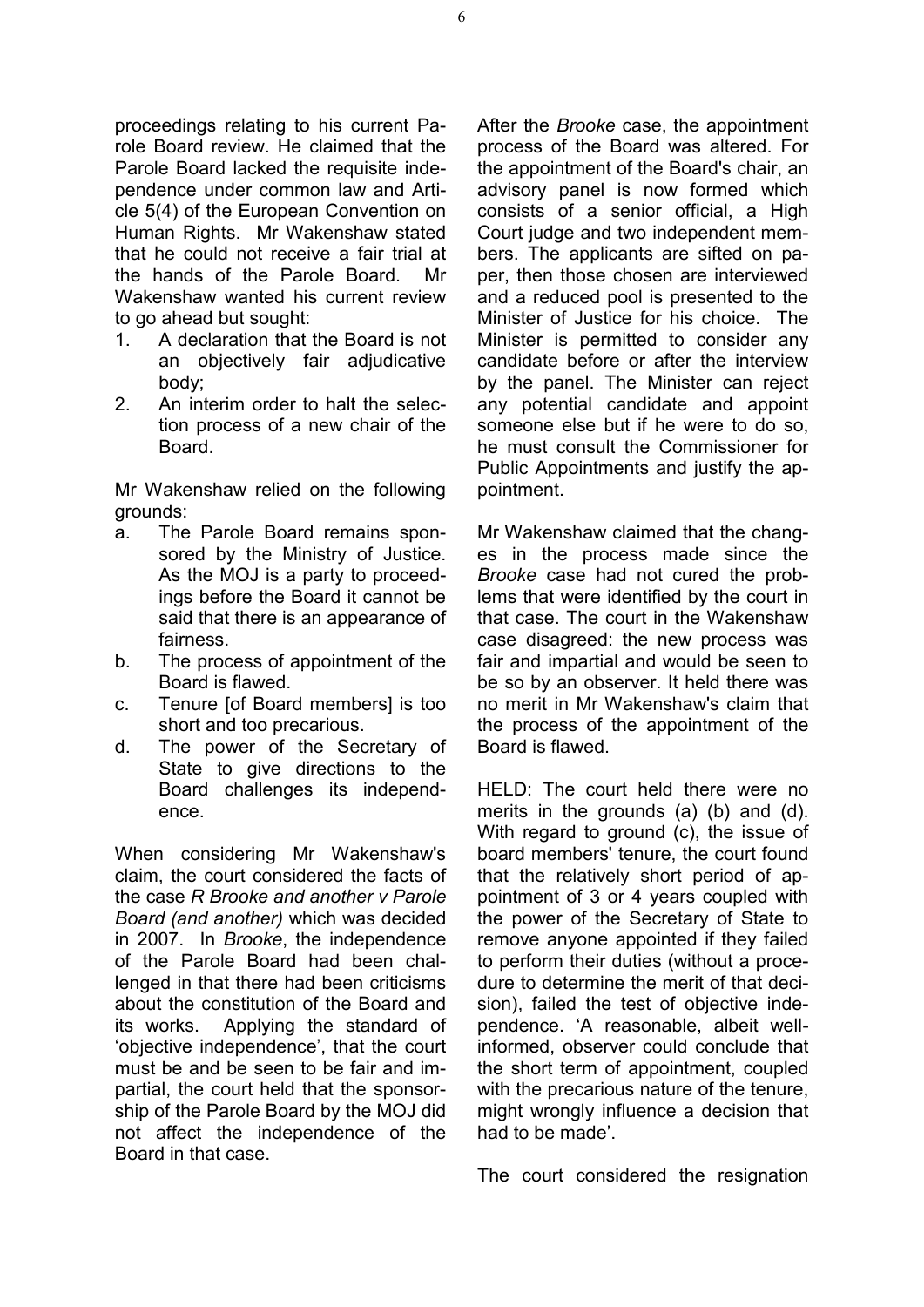proceedings relating to his current Parole Board review. He claimed that the Parole Board lacked the requisite independence under common law and Article 5(4) of the European Convention on Human Rights. Mr Wakenshaw stated that he could not receive a fair trial at the hands of the Parole Board. Mr Wakenshaw wanted his current review to go ahead but sought:

1. A declaration that the Board is not an objectively fair adjudicative body;
2. An interim order to halt the selection process of a new chair of the Board.

Mr Wakenshaw relied on the following grounds:

a. The Parole Board remains sponsored by the Ministry of Justice. As the MOJ is a party to proceedings before the Board it cannot be said that there is an appearance of fairness.
b. The process of appointment of the Board is flawed.
c. Tenure [of Board members] is too short and too precarious.
d. The power of the Secretary of State to give directions to the Board challenges its independence.

When considering Mr Wakenshaw's claim, the court considered the facts of the case *R Brooke and another v Parole Board (and another)* which was decided in 2007. In *Brooke*, the independence of the Parole Board had been challenged in that there had been criticisms about the constitution of the Board and its works. Applying the standard of 'objective independence', that the court must be and be seen to be fair and impartial, the court held that the sponsorship of the Parole Board by the MOJ did not affect the independence of the Board in that case.

After the *Brooke* case, the appointment process of the Board was altered. For the appointment of the Board's chair, an advisory panel is now formed which consists of a senior official, a High Court judge and two independent members. The applicants are sifted on paper, then those chosen are interviewed and a reduced pool is presented to the Minister of Justice for his choice. The Minister is permitted to consider any candidate before or after the interview by the panel. The Minister can reject any potential candidate and appoint someone else but if he were to do so, he must consult the Commissioner for Public Appointments and justify the appointment.

Mr Wakenshaw claimed that the changes in the process made since the *Brooke* case had not cured the problems that were identified by the court in that case. The court in the Wakenshaw case disagreed: the new process was fair and impartial and would be seen to be so by an observer. It held there was no merit in Mr Wakenshaw's claim that the process of the appointment of the Board is flawed.

HELD: The court held there were no merits in the grounds (a) (b) and (d). With regard to ground (c), the issue of board members' tenure, the court found that the relatively short period of appointment of 3 or 4 years coupled with the power of the Secretary of State to remove anyone appointed if they failed to perform their duties (without a procedure to determine the merit of that decision), failed the test of objective independence. 'A reasonable, albeit well-informed, observer could conclude that the short term of appointment, coupled with the precarious nature of the tenure, might wrongly influence a decision that had to be made'.

The court considered the resignation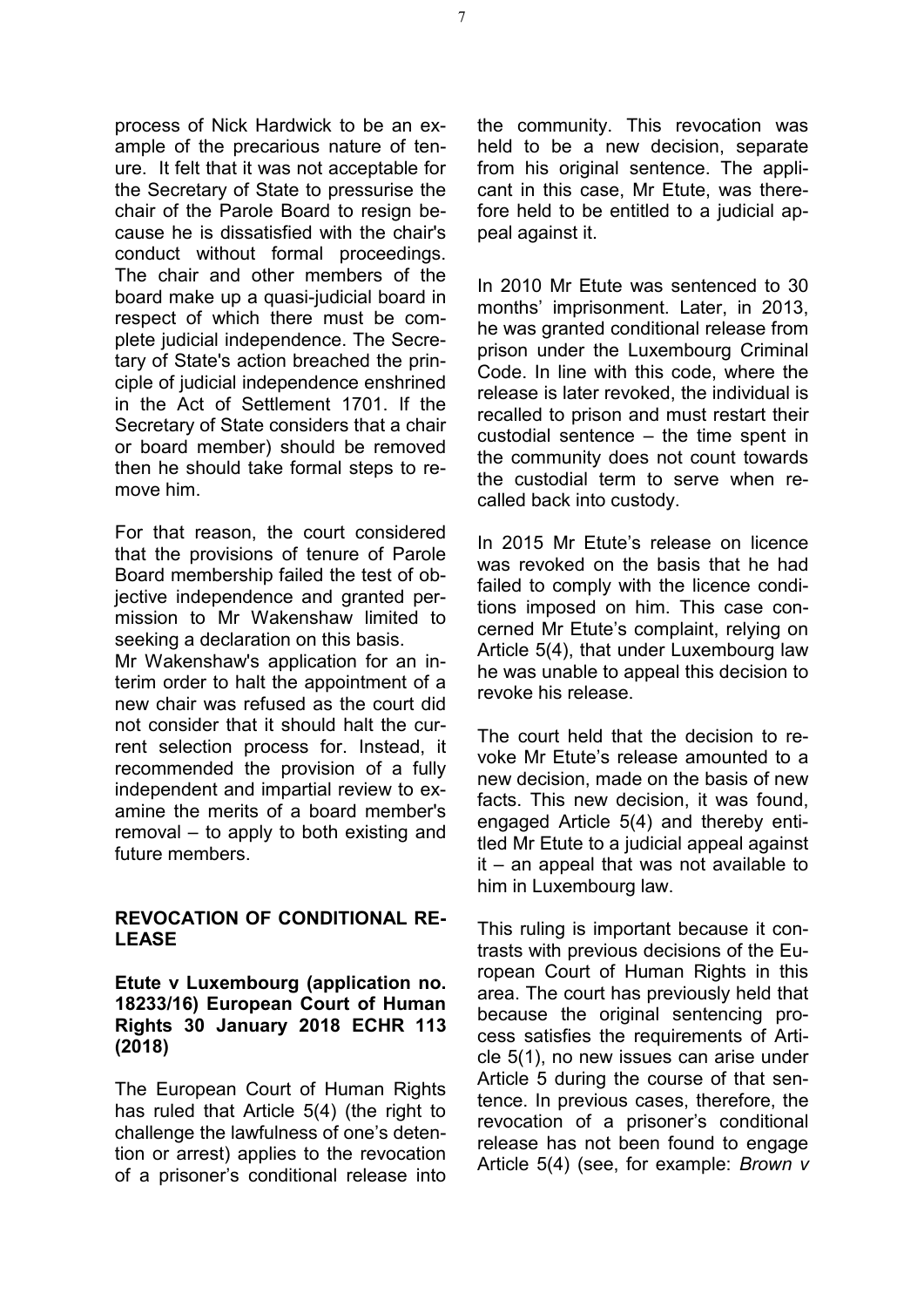process of Nick Hardwick to be an example of the precarious nature of tenure. It felt that it was not acceptable for the Secretary of State to pressurise the chair of the Parole Board to resign because he is dissatisfied with the chair's conduct without formal proceedings. The chair and other members of the board make up a quasi-judicial board in respect of which there must be complete judicial independence. The Secretary of State's action breached the principle of judicial independence enshrined in the Act of Settlement 1701. If the Secretary of State considers that a chair or board member) should be removed then he should take formal steps to remove him.

For that reason, the court considered that the provisions of tenure of Parole Board membership failed the test of objective independence and granted permission to Mr Wakenshaw limited to seeking a declaration on this basis.
Mr Wakenshaw's application for an interim order to halt the appointment of a new chair was refused as the court did not consider that it should halt the current selection process for. Instead, it recommended the provision of a fully independent and impartial review to examine the merits of a board member's removal – to apply to both existing and future members.

## REVOCATION OF CONDITIONAL RELEASE

### Etute v Luxembourg (application no. 18233/16) European Court of Human Rights 30 January 2018 ECHR 113 (2018)

The European Court of Human Rights has ruled that Article 5(4) (the right to challenge the lawfulness of one's detention or arrest) applies to the revocation of a prisoner's conditional release into the community. This revocation was held to be a new decision, separate from his original sentence. The applicant in this case, Mr Etute, was therefore held to be entitled to a judicial appeal against it.

In 2010 Mr Etute was sentenced to 30 months' imprisonment. Later, in 2013, he was granted conditional release from prison under the Luxembourg Criminal Code. In line with this code, where the release is later revoked, the individual is recalled to prison and must restart their custodial sentence – the time spent in the community does not count towards the custodial term to serve when recalled back into custody.

In 2015 Mr Etute's release on licence was revoked on the basis that he had failed to comply with the licence conditions imposed on him. This case concerned Mr Etute's complaint, relying on Article 5(4), that under Luxembourg law he was unable to appeal this decision to revoke his release.

The court held that the decision to revoke Mr Etute's release amounted to a new decision, made on the basis of new facts. This new decision, it was found, engaged Article 5(4) and thereby entitled Mr Etute to a judicial appeal against it – an appeal that was not available to him in Luxembourg law.

This ruling is important because it contrasts with previous decisions of the European Court of Human Rights in this area. The court has previously held that because the original sentencing process satisfies the requirements of Article 5(1), no new issues can arise under Article 5 during the course of that sentence. In previous cases, therefore, the revocation of a prisoner's conditional release has not been found to engage Article 5(4) (see, for example: *Brown v*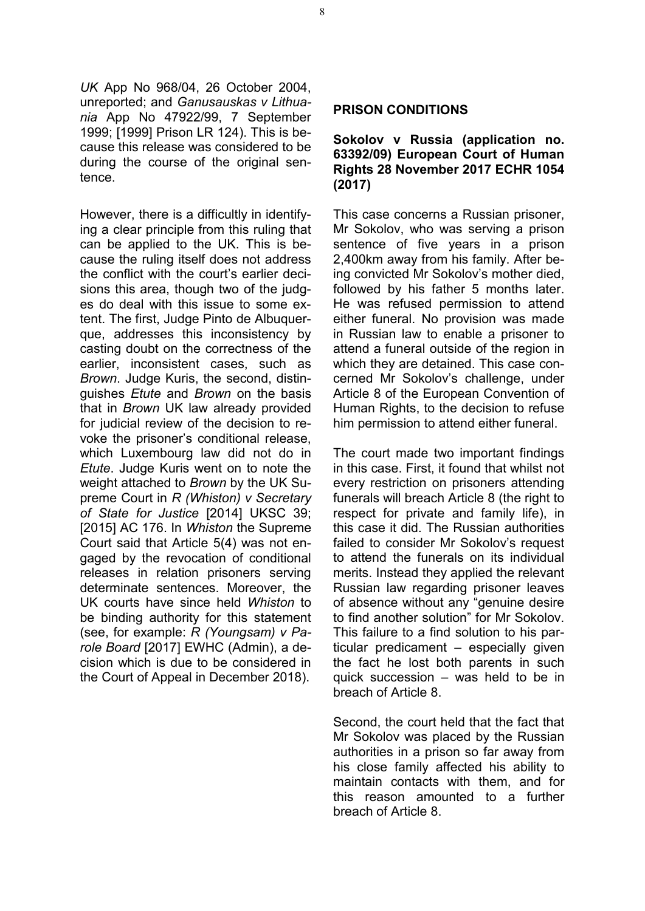*UK* App No 968/04, 26 October 2004, unreported; and *Ganusauskas v Lithuania* App No 47922/99, 7 September 1999; [1999] Prison LR 124). This is because this release was considered to be during the course of the original sentence.

However, there is a difficultly in identifying a clear principle from this ruling that can be applied to the UK. This is because the ruling itself does not address the conflict with the court's earlier decisions this area, though two of the judges do deal with this issue to some extent. The first, Judge Pinto de Albuquerque, addresses this inconsistency by casting doubt on the correctness of the earlier, inconsistent cases, such as *Brown*. Judge Kuris, the second, distinguishes *Etute* and *Brown* on the basis that in *Brown* UK law already provided for judicial review of the decision to revoke the prisoner's conditional release, which Luxembourg law did not do in *Etute*. Judge Kuris went on to note the weight attached to *Brown* by the UK Supreme Court in *R (Whiston) v Secretary of State for Justice* [2014] UKSC 39; [2015] AC 176. In *Whiston* the Supreme Court said that Article 5(4) was not engaged by the revocation of conditional releases in relation prisoners serving determinate sentences. Moreover, the UK courts have since held *Whiston* to be binding authority for this statement (see, for example: *R (Youngsam) v Parole Board* [2017] EWHC (Admin), a decision which is due to be considered in the Court of Appeal in December 2018).

## PRISON CONDITIONS

### Sokolov v Russia (application no. 63392/09) European Court of Human Rights 28 November 2017 ECHR 1054 (2017)

This case concerns a Russian prisoner, Mr Sokolov, who was serving a prison sentence of five years in a prison 2,400km away from his family. After being convicted Mr Sokolov's mother died, followed by his father 5 months later. He was refused permission to attend either funeral. No provision was made in Russian law to enable a prisoner to attend a funeral outside of the region in which they are detained. This case concerned Mr Sokolov's challenge, under Article 8 of the European Convention of Human Rights, to the decision to refuse him permission to attend either funeral.

The court made two important findings in this case. First, it found that whilst not every restriction on prisoners attending funerals will breach Article 8 (the right to respect for private and family life), in this case it did. The Russian authorities failed to consider Mr Sokolov's request to attend the funerals on its individual merits. Instead they applied the relevant Russian law regarding prisoner leaves of absence without any "genuine desire to find another solution" for Mr Sokolov. This failure to a find solution to his particular predicament – especially given the fact he lost both parents in such quick succession – was held to be in breach of Article 8.

Second, the court held that the fact that Mr Sokolov was placed by the Russian authorities in a prison so far away from his close family affected his ability to maintain contacts with them, and for this reason amounted to a further breach of Article 8.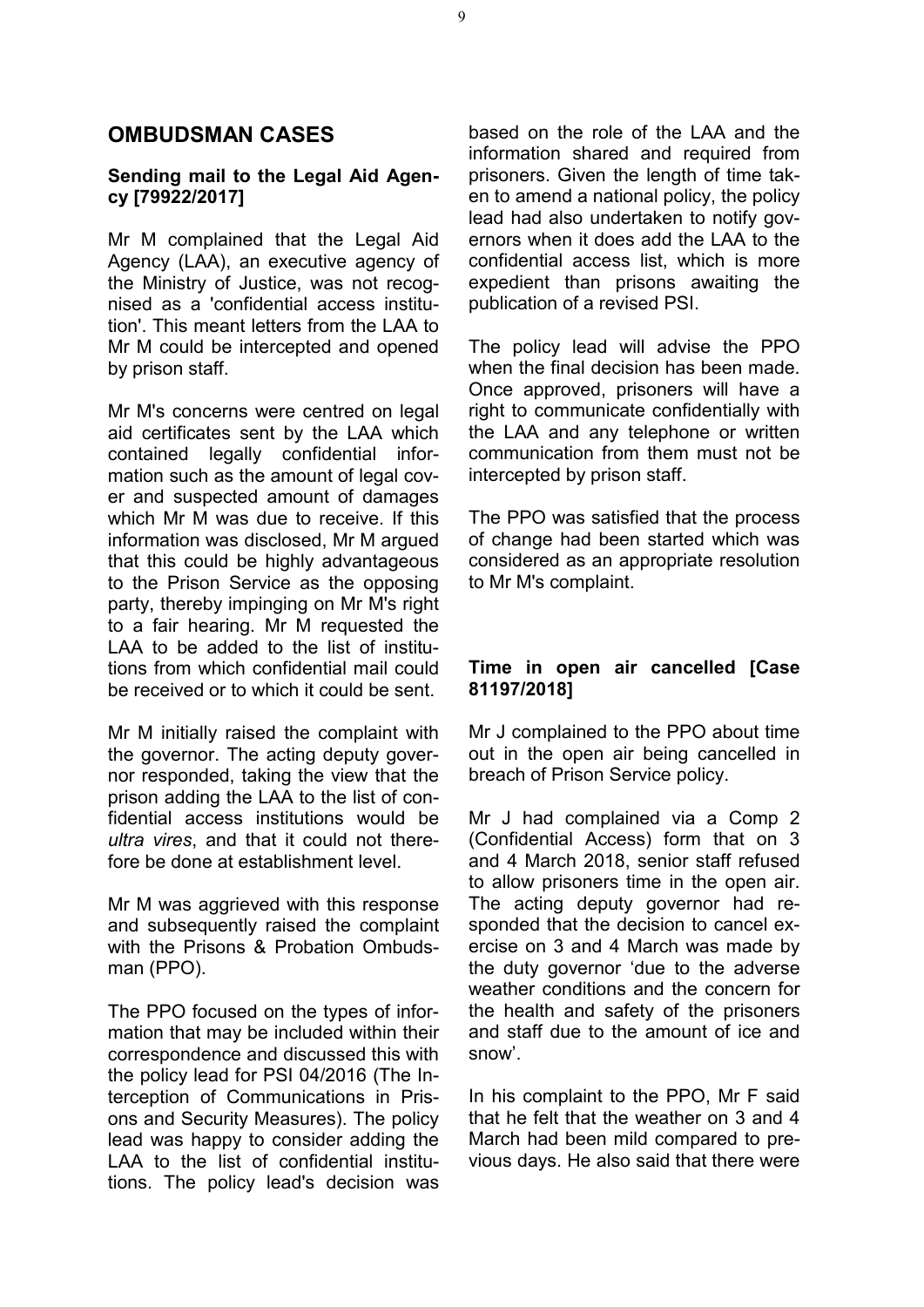## OMBUDSMAN CASES

### Sending mail to the Legal Aid Agency [79922/2017]

Mr M complained that the Legal Aid Agency (LAA), an executive agency of the Ministry of Justice, was not recognised as a 'confidential access institution'. This meant letters from the LAA to Mr M could be intercepted and opened by prison staff.

Mr M's concerns were centred on legal aid certificates sent by the LAA which contained legally confidential information such as the amount of legal cover and suspected amount of damages which Mr M was due to receive. If this information was disclosed, Mr M argued that this could be highly advantageous to the Prison Service as the opposing party, thereby impinging on Mr M's right to a fair hearing. Mr M requested the LAA to be added to the list of institutions from which confidential mail could be received or to which it could be sent.

Mr M initially raised the complaint with the governor. The acting deputy governor responded, taking the view that the prison adding the LAA to the list of confidential access institutions would be *ultra vires*, and that it could not therefore be done at establishment level.

Mr M was aggrieved with this response and subsequently raised the complaint with the Prisons & Probation Ombudsman (PPO).

The PPO focused on the types of information that may be included within their correspondence and discussed this with the policy lead for PSI 04/2016 (The Interception of Communications in Prisons and Security Measures). The policy lead was happy to consider adding the LAA to the list of confidential institutions. The policy lead's decision was based on the role of the LAA and the information shared and required from prisoners. Given the length of time taken to amend a national policy, the policy lead had also undertaken to notify governors when it does add the LAA to the confidential access list, which is more expedient than prisons awaiting the publication of a revised PSI.

The policy lead will advise the PPO when the final decision has been made. Once approved, prisoners will have a right to communicate confidentially with the LAA and any telephone or written communication from them must not be intercepted by prison staff.

The PPO was satisfied that the process of change had been started which was considered as an appropriate resolution to Mr M's complaint.

### Time in open air cancelled [Case 81197/2018]

Mr J complained to the PPO about time out in the open air being cancelled in breach of Prison Service policy.

Mr J had complained via a Comp 2 (Confidential Access) form that on 3 and 4 March 2018, senior staff refused to allow prisoners time in the open air. The acting deputy governor had responded that the decision to cancel exercise on 3 and 4 March was made by the duty governor 'due to the adverse weather conditions and the concern for the health and safety of the prisoners and staff due to the amount of ice and snow'.

In his complaint to the PPO, Mr F said that he felt that the weather on 3 and 4 March had been mild compared to previous days. He also said that there were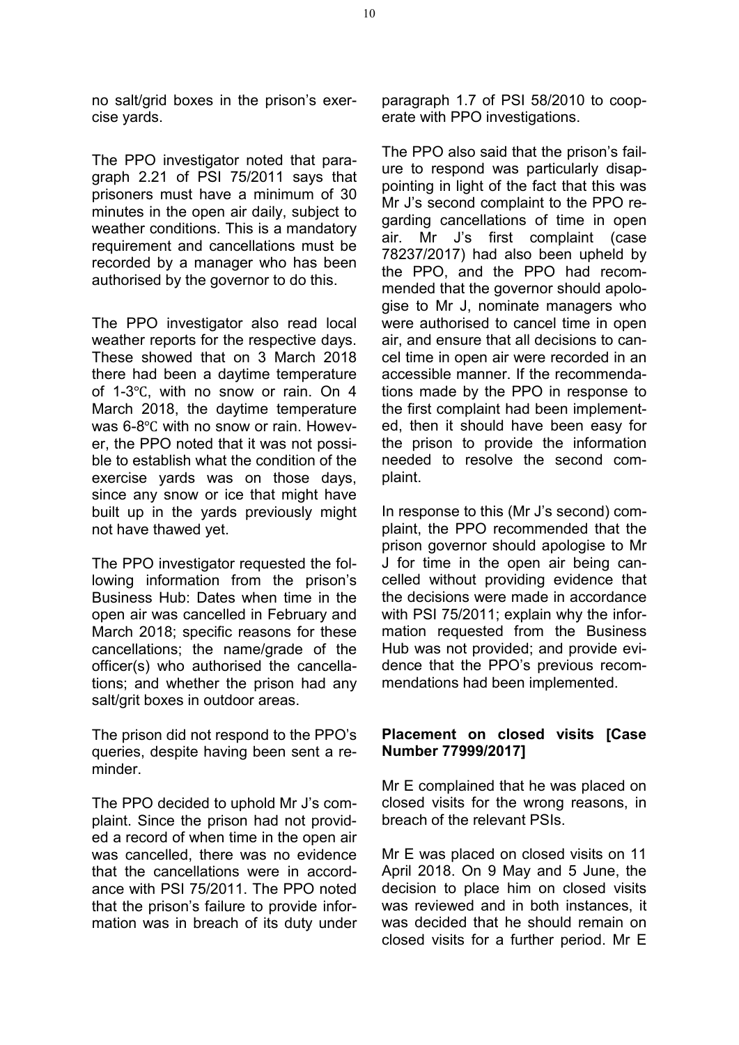no salt/grid boxes in the prison's exercise yards.

The PPO investigator noted that paragraph 2.21 of PSI 75/2011 says that prisoners must have a minimum of 30 minutes in the open air daily, subject to weather conditions. This is a mandatory requirement and cancellations must be recorded by a manager who has been authorised by the governor to do this.

The PPO investigator also read local weather reports for the respective days. These showed that on 3 March 2018 there had been a daytime temperature of 1-3℃, with no snow or rain. On 4 March 2018, the daytime temperature was 6-8℃ with no snow or rain. However, the PPO noted that it was not possible to establish what the condition of the exercise yards was on those days, since any snow or ice that might have built up in the yards previously might not have thawed yet.

The PPO investigator requested the following information from the prison's Business Hub: Dates when time in the open air was cancelled in February and March 2018; specific reasons for these cancellations; the name/grade of the officer(s) who authorised the cancellations; and whether the prison had any salt/grit boxes in outdoor areas.

The prison did not respond to the PPO's queries, despite having been sent a reminder.

The PPO decided to uphold Mr J's complaint. Since the prison had not provided a record of when time in the open air was cancelled, there was no evidence that the cancellations were in accordance with PSI 75/2011. The PPO noted that the prison's failure to provide information was in breach of its duty under paragraph 1.7 of PSI 58/2010 to cooperate with PPO investigations.

The PPO also said that the prison's failure to respond was particularly disappointing in light of the fact that this was Mr J's second complaint to the PPO regarding cancellations of time in open air. Mr J's first complaint (case 78237/2017) had also been upheld by the PPO, and the PPO had recommended that the governor should apologise to Mr J, nominate managers who were authorised to cancel time in open air, and ensure that all decisions to cancel time in open air were recorded in an accessible manner. If the recommendations made by the PPO in response to the first complaint had been implemented, then it should have been easy for the prison to provide the information needed to resolve the second complaint.

In response to this (Mr J's second) complaint, the PPO recommended that the prison governor should apologise to Mr J for time in the open air being cancelled without providing evidence that the decisions were made in accordance with PSI 75/2011; explain why the information requested from the Business Hub was not provided; and provide evidence that the PPO's previous recommendations had been implemented.

### Placement on closed visits [Case Number 77999/2017]

Mr E complained that he was placed on closed visits for the wrong reasons, in breach of the relevant PSIs.

Mr E was placed on closed visits on 11 April 2018. On 9 May and 5 June, the decision to place him on closed visits was reviewed and in both instances, it was decided that he should remain on closed visits for a further period. Mr E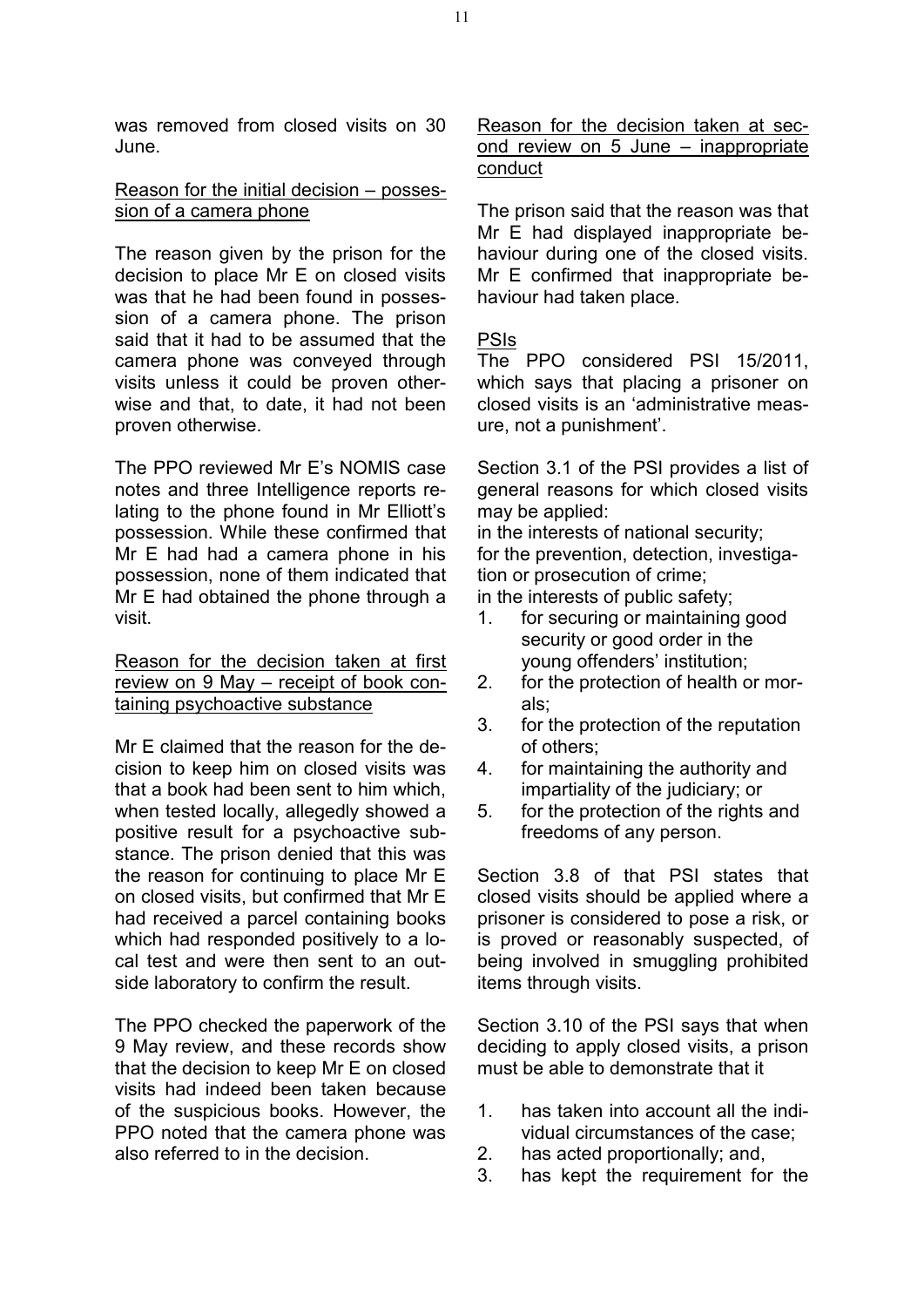was removed from closed visits on 30 June.

Reason for the initial decision – possession of a camera phone

The reason given by the prison for the decision to place Mr E on closed visits was that he had been found in possession of a camera phone. The prison said that it had to be assumed that the camera phone was conveyed through visits unless it could be proven otherwise and that, to date, it had not been proven otherwise.

The PPO reviewed Mr E's NOMIS case notes and three Intelligence reports relating to the phone found in Mr Elliott's possession. While these confirmed that Mr E had had a camera phone in his possession, none of them indicated that Mr E had obtained the phone through a visit.

Reason for the decision taken at first review on 9 May – receipt of book containing psychoactive substance

Mr E claimed that the reason for the decision to keep him on closed visits was that a book had been sent to him which, when tested locally, allegedly showed a positive result for a psychoactive substance. The prison denied that this was the reason for continuing to place Mr E on closed visits, but confirmed that Mr E had received a parcel containing books which had responded positively to a local test and were then sent to an outside laboratory to confirm the result.

The PPO checked the paperwork of the 9 May review, and these records show that the decision to keep Mr E on closed visits had indeed been taken because of the suspicious books. However, the PPO noted that the camera phone was also referred to in the decision.

Reason for the decision taken at second review on 5 June – inappropriate conduct

The prison said that the reason was that Mr E had displayed inappropriate behaviour during one of the closed visits. Mr E confirmed that inappropriate behaviour had taken place.

PSIs

The PPO considered PSI 15/2011, which says that placing a prisoner on closed visits is an 'administrative measure, not a punishment'.

Section 3.1 of the PSI provides a list of general reasons for which closed visits may be applied:

in the interests of national security;
for the prevention, detection, investigation or prosecution of crime;
in the interests of public safety;

1. for securing or maintaining good security or good order in the young offenders' institution;
2. for the protection of health or morals;
3. for the protection of the reputation of others;
4. for maintaining the authority and impartiality of the judiciary; or
5. for the protection of the rights and freedoms of any person.

Section 3.8 of that PSI states that closed visits should be applied where a prisoner is considered to pose a risk, or is proved or reasonably suspected, of being involved in smuggling prohibited items through visits.

Section 3.10 of the PSI says that when deciding to apply closed visits, a prison must be able to demonstrate that it

1. has taken into account all the individual circumstances of the case;
2. has acted proportionally; and,
3. has kept the requirement for the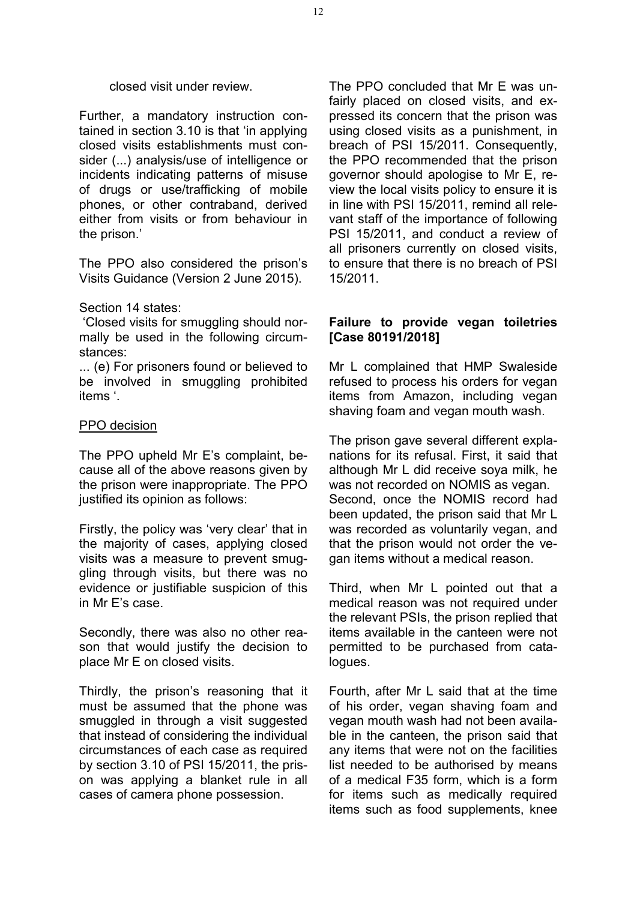closed visit under review.

Further, a mandatory instruction contained in section 3.10 is that 'in applying closed visits establishments must consider (...) analysis/use of intelligence or incidents indicating patterns of misuse of drugs or use/trafficking of mobile phones, or other contraband, derived either from visits or from behaviour in the prison.'

The PPO also considered the prison's Visits Guidance (Version 2 June 2015).

Section 14 states:
'Closed visits for smuggling should normally be used in the following circumstances:
... (e) For prisoners found or believed to be involved in smuggling prohibited items '.

PPO decision

The PPO upheld Mr E's complaint, because all of the above reasons given by the prison were inappropriate. The PPO justified its opinion as follows:

Firstly, the policy was 'very clear' that in the majority of cases, applying closed visits was a measure to prevent smuggling through visits, but there was no evidence or justifiable suspicion of this in Mr E's case.

Secondly, there was also no other reason that would justify the decision to place Mr E on closed visits.

Thirdly, the prison's reasoning that it must be assumed that the phone was smuggled in through a visit suggested that instead of considering the individual circumstances of each case as required by section 3.10 of PSI 15/2011, the prison was applying a blanket rule in all cases of camera phone possession.

The PPO concluded that Mr E was unfairly placed on closed visits, and expressed its concern that the prison was using closed visits as a punishment, in breach of PSI 15/2011. Consequently, the PPO recommended that the prison governor should apologise to Mr E, review the local visits policy to ensure it is in line with PSI 15/2011, remind all relevant staff of the importance of following PSI 15/2011, and conduct a review of all prisoners currently on closed visits, to ensure that there is no breach of PSI 15/2011.

**Failure to provide vegan toiletries [Case 80191/2018]**

Mr L complained that HMP Swaleside refused to process his orders for vegan items from Amazon, including vegan shaving foam and vegan mouth wash.

The prison gave several different explanations for its refusal. First, it said that although Mr L did receive soya milk, he was not recorded on NOMIS as vegan.
Second, once the NOMIS record had been updated, the prison said that Mr L was recorded as voluntarily vegan, and that the prison would not order the vegan items without a medical reason.

Third, when Mr L pointed out that a medical reason was not required under the relevant PSIs, the prison replied that items available in the canteen were not permitted to be purchased from catalogues.

Fourth, after Mr L said that at the time of his order, vegan shaving foam and vegan mouth wash had not been available in the canteen, the prison said that any items that were not on the facilities list needed to be authorised by means of a medical F35 form, which is a form for items such as medically required items such as food supplements, knee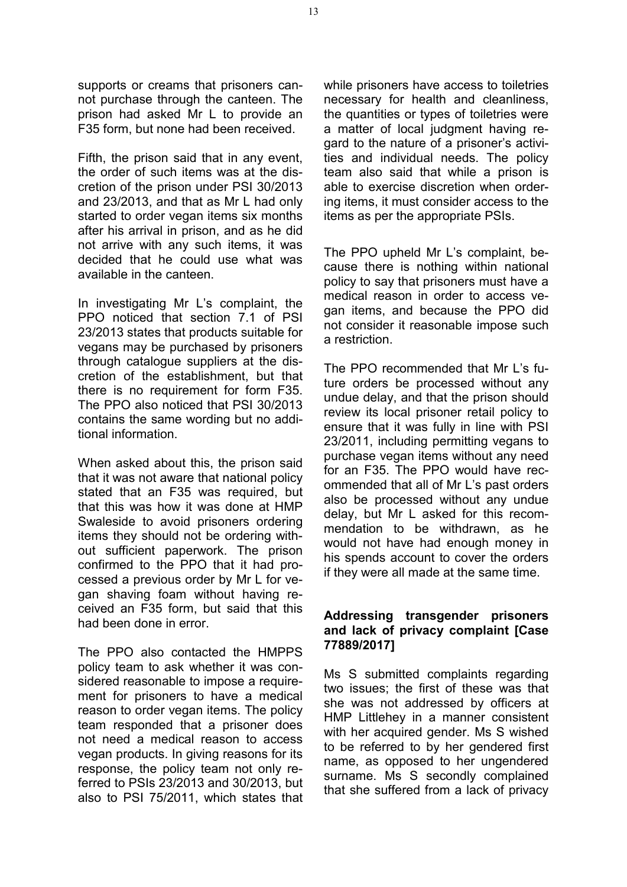supports or creams that prisoners cannot purchase through the canteen. The prison had asked Mr L to provide an F35 form, but none had been received.

Fifth, the prison said that in any event, the order of such items was at the discretion of the prison under PSI 30/2013 and 23/2013, and that as Mr L had only started to order vegan items six months after his arrival in prison, and as he did not arrive with any such items, it was decided that he could use what was available in the canteen.

In investigating Mr L's complaint, the PPO noticed that section 7.1 of PSI 23/2013 states that products suitable for vegans may be purchased by prisoners through catalogue suppliers at the discretion of the establishment, but that there is no requirement for form F35. The PPO also noticed that PSI 30/2013 contains the same wording but no additional information.

When asked about this, the prison said that it was not aware that national policy stated that an F35 was required, but that this was how it was done at HMP Swaleside to avoid prisoners ordering items they should not be ordering without sufficient paperwork. The prison confirmed to the PPO that it had processed a previous order by Mr L for vegan shaving foam without having received an F35 form, but said that this had been done in error.

The PPO also contacted the HMPPS policy team to ask whether it was considered reasonable to impose a requirement for prisoners to have a medical reason to order vegan items. The policy team responded that a prisoner does not need a medical reason to access vegan products. In giving reasons for its response, the policy team not only referred to PSIs 23/2013 and 30/2013, but also to PSI 75/2011, which states that while prisoners have access to toiletries necessary for health and cleanliness, the quantities or types of toiletries were a matter of local judgment having regard to the nature of a prisoner's activities and individual needs. The policy team also said that while a prison is able to exercise discretion when ordering items, it must consider access to the items as per the appropriate PSIs.

The PPO upheld Mr L's complaint, because there is nothing within national policy to say that prisoners must have a medical reason in order to access vegan items, and because the PPO did not consider it reasonable impose such a restriction.

The PPO recommended that Mr L's future orders be processed without any undue delay, and that the prison should review its local prisoner retail policy to ensure that it was fully in line with PSI 23/2011, including permitting vegans to purchase vegan items without any need for an F35. The PPO would have recommended that all of Mr L's past orders also be processed without any undue delay, but Mr L asked for this recommendation to be withdrawn, as he would not have had enough money in his spends account to cover the orders if they were all made at the same time.

**Addressing transgender prisoners and lack of privacy complaint [Case 77889/2017]**

Ms S submitted complaints regarding two issues; the first of these was that she was not addressed by officers at HMP Littlehey in a manner consistent with her acquired gender. Ms S wished to be referred to by her gendered first name, as opposed to her ungendered surname. Ms S secondly complained that she suffered from a lack of privacy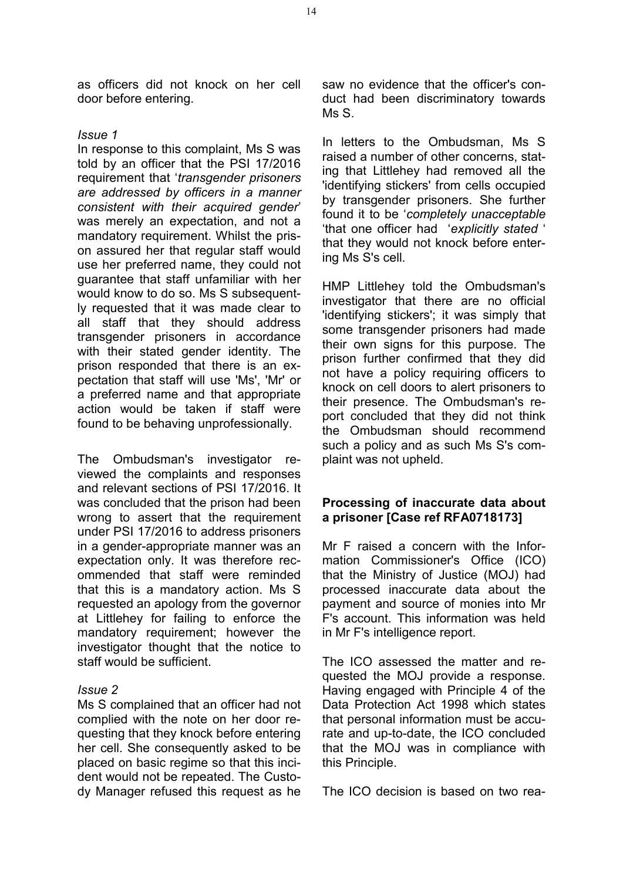as officers did not knock on her cell door before entering.

*Issue 1*

In response to this complaint, Ms S was told by an officer that the PSI 17/2016 requirement that '*transgender prisoners are addressed by officers in a manner consistent with their acquired gender*' was merely an expectation, and not a mandatory requirement. Whilst the prison assured her that regular staff would use her preferred name, they could not guarantee that staff unfamiliar with her would know to do so. Ms S subsequently requested that it was made clear to all staff that they should address transgender prisoners in accordance with their stated gender identity. The prison responded that there is an expectation that staff will use 'Ms', 'Mr' or a preferred name and that appropriate action would be taken if staff were found to be behaving unprofessionally.

The Ombudsman's investigator reviewed the complaints and responses and relevant sections of PSI 17/2016. It was concluded that the prison had been wrong to assert that the requirement under PSI 17/2016 to address prisoners in a gender-appropriate manner was an expectation only. It was therefore recommended that staff were reminded that this is a mandatory action. Ms S requested an apology from the governor at Littlehey for failing to enforce the mandatory requirement; however the investigator thought that the notice to staff would be sufficient.

*Issue 2*

Ms S complained that an officer had not complied with the note on her door requesting that they knock before entering her cell. She consequently asked to be placed on basic regime so that this incident would not be repeated. The Custody Manager refused this request as he saw no evidence that the officer's conduct had been discriminatory towards Ms S.

In letters to the Ombudsman, Ms S raised a number of other concerns, stating that Littlehey had removed all the 'identifying stickers' from cells occupied by transgender prisoners. She further found it to be '*completely unacceptable* 'that one officer had '*explicitly stated* ' that they would not knock before entering Ms S's cell.

HMP Littlehey told the Ombudsman's investigator that there are no official 'identifying stickers'; it was simply that some transgender prisoners had made their own signs for this purpose. The prison further confirmed that they did not have a policy requiring officers to knock on cell doors to alert prisoners to their presence. The Ombudsman's report concluded that they did not think the Ombudsman should recommend such a policy and as such Ms S's complaint was not upheld.

## Processing of inaccurate data about a prisoner [Case ref RFA0718173]

Mr F raised a concern with the Information Commissioner's Office (ICO) that the Ministry of Justice (MOJ) had processed inaccurate data about the payment and source of monies into Mr F's account. This information was held in Mr F's intelligence report.

The ICO assessed the matter and requested the MOJ provide a response. Having engaged with Principle 4 of the Data Protection Act 1998 which states that personal information must be accurate and up-to-date, the ICO concluded that the MOJ was in compliance with this Principle.

The ICO decision is based on two rea-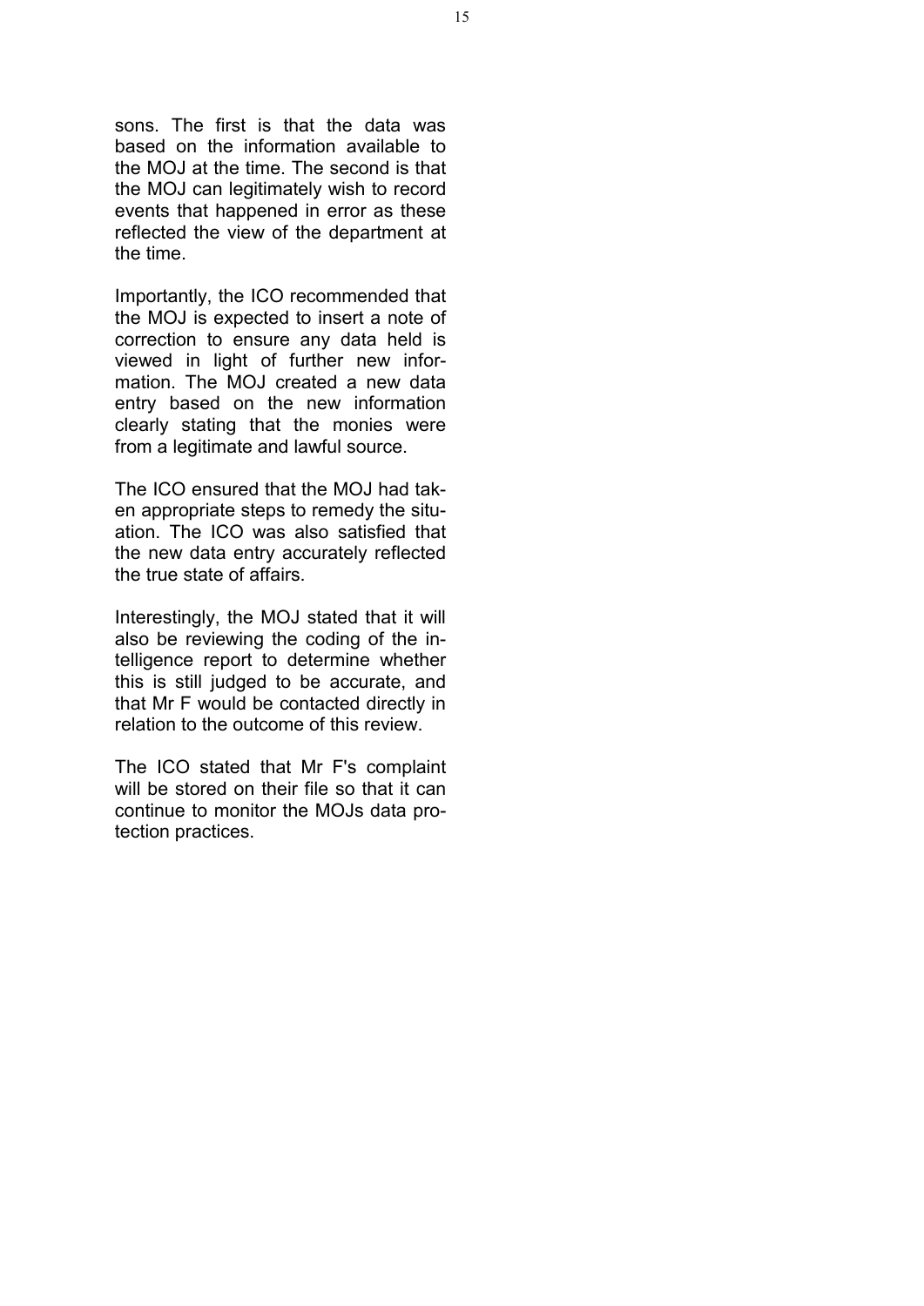sons. The first is that the data was based on the information available to the MOJ at the time. The second is that the MOJ can legitimately wish to record events that happened in error as these reflected the view of the department at the time.

Importantly, the ICO recommended that the MOJ is expected to insert a note of correction to ensure any data held is viewed in light of further new information. The MOJ created a new data entry based on the new information clearly stating that the monies were from a legitimate and lawful source.

The ICO ensured that the MOJ had taken appropriate steps to remedy the situation. The ICO was also satisfied that the new data entry accurately reflected the true state of affairs.

Interestingly, the MOJ stated that it will also be reviewing the coding of the intelligence report to determine whether this is still judged to be accurate, and that Mr F would be contacted directly in relation to the outcome of this review.

The ICO stated that Mr F's complaint will be stored on their file so that it can continue to monitor the MOJs data protection practices.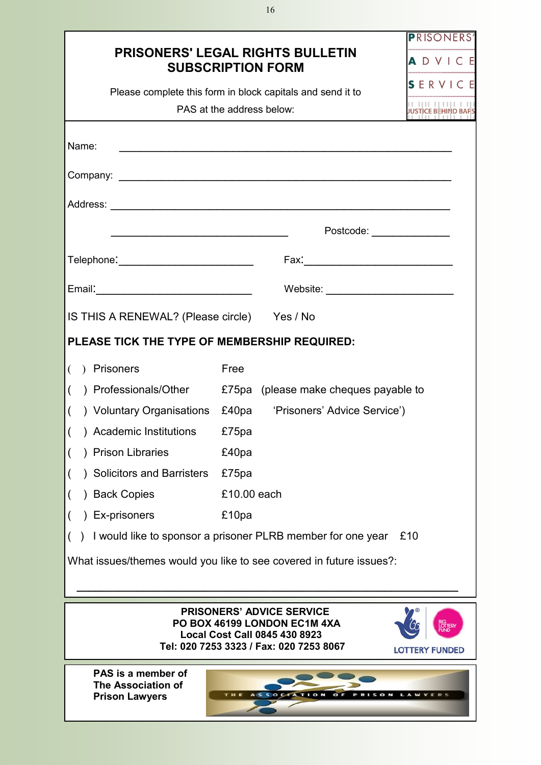# PRISONERS' LEGAL RIGHTS BULLETIN SUBSCRIPTION FORM

PRISONERS' ADVICE SERVICE
JUSTICE BEHIND BARS

Please complete this form in block capitals and send it to PAS at the address below:

Name: ______________________________________________

Company: ______________________________________________

Address: ______________________________________________

______________________________ Postcode: ______________

Telephone: ______________________ Fax: ______________________

Email: ______________________ Website: ______________________

IS THIS A RENEWAL? (Please circle) Yes / No

**PLEASE TICK THE TYPE OF MEMBERSHIP REQUIRED:**

| | | |
|---|---|---|
| ( ) Prisoners | Free | |
| ( ) Professionals/Other | £75pa | (please make cheques payable to |
| ( ) Voluntary Organisations | £40pa | 'Prisoners' Advice Service') |
| ( ) Academic Institutions | £75pa | |
| ( ) Prison Libraries | £40pa | |
| ( ) Solicitors and Barristers | £75pa | |
| ( ) Back Copies | £10.00 each | |
| ( ) Ex-prisoners | £10pa | |

( ) I would like to sponsor a prisoner PLRB member for one year £10

What issues/themes would you like to see covered in future issues?:

______________________________________________

**PRISONERS' ADVICE SERVICE**
**PO BOX 46199 LONDON EC1M 4XA**
**Local Cost Call 0845 430 8923**
**Tel: 020 7253 3323 / Fax: 020 7253 8067**

LOTTERY FUNDED

**PAS is a member of The Association of Prison Lawyers**

THE ASSOCIATION OF PRISON LAWYERS